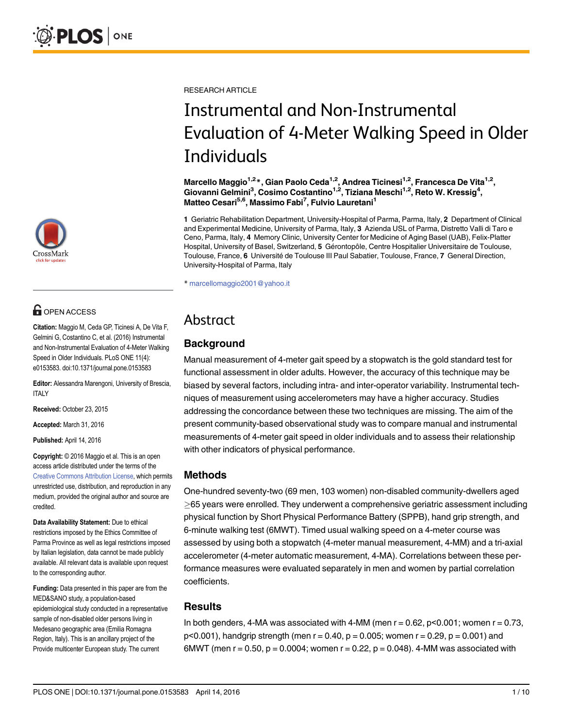RESEARCH ARTICLE

# Instrumental and Non-Instrumental Evaluation of 4-Meter Walking Speed in Older Individuals

**Marcello Maggio[1,2]*, Gian Paolo Ceda[1,2], Andrea Ticinesi[1,2], Francesca De Vita[1,2], Giovanni Gelmini[3], Cosimo Costantino[1,2], Tiziana Meschi[1,2], Reto W. Kressig[4], Matteo Cesari[5,6], Massimo Fabi[7], Fulvio Lauretani[1]**

**1** Geriatric Rehabilitation Department, University-Hospital of Parma, Parma, Italy, **2** Department of Clinical and Experimental Medicine, University of Parma, Italy, **3** Azienda USL of Parma, Distretto Valli di Taro e Ceno, Parma, Italy, **4** Memory Clinic, University Center for Medicine of Aging Basel (UAB), Felix-Platter Hospital, University of Basel, Switzerland, **5** Gérontopôle, Centre Hospitalier Universitaire de Toulouse, Toulouse, France, **6** Université de Toulouse III Paul Sabatier, Toulouse, France, **7** General Direction, University-Hospital of Parma, Italy

* marcellomaggio2001@yahoo.it

OPEN ACCESS

**Citation:** Maggio M, Ceda GP, Ticinesi A, De Vita F, Gelmini G, Costantino C, et al. (2016) Instrumental and Non-Instrumental Evaluation of 4-Meter Walking Speed in Older Individuals. PLoS ONE 11(4): e0153583. doi:10.1371/journal.pone.0153583

**Editor:** Alessandra Marengoni, University of Brescia, ITALY

**Received:** October 23, 2015

**Accepted:** March 31, 2016

**Published:** April 14, 2016

**Copyright:** © 2016 Maggio et al. This is an open access article distributed under the terms of the Creative Commons Attribution License, which permits unrestricted use, distribution, and reproduction in any medium, provided the original author and source are credited.

**Data Availability Statement:** Due to ethical restrictions imposed by the Ethics Committee of Parma Province as well as legal restrictions imposed by Italian legislation, data cannot be made publicly available. All relevant data is available upon request to the corresponding author.

**Funding:** Data presented in this paper are from the MED&SANO study, a population-based epidemiological study conducted in a representative sample of non-disabled older persons living in Medesano geographic area (Emilia Romagna Region, Italy). This is an ancillary project of the Provide multicenter European study. The current

## Abstract

### Background

Manual measurement of 4-meter gait speed by a stopwatch is the gold standard test for functional assessment in older adults. However, the accuracy of this technique may be biased by several factors, including intra- and inter-operator variability. Instrumental techniques of measurement using accelerometers may have a higher accuracy. Studies addressing the concordance between these two techniques are missing. The aim of the present community-based observational study was to compare manual and instrumental measurements of 4-meter gait speed in older individuals and to assess their relationship with other indicators of physical performance.

### Methods

One-hundred seventy-two (69 men, 103 women) non-disabled community-dwellers aged ≥65 years were enrolled. They underwent a comprehensive geriatric assessment including physical function by Short Physical Performance Battery (SPPB), hand grip strength, and 6-minute walking test (6MWT). Timed usual walking speed on a 4-meter course was assessed by using both a stopwatch (4-meter manual measurement, 4-MM) and a tri-axial accelerometer (4-meter automatic measurement, 4-MA). Correlations between these performance measures were evaluated separately in men and women by partial correlation coefficients.

### Results

In both genders, 4-MA was associated with 4-MM (men $r = 0.62$, $p<0.001$; women $r = 0.73$, $p<0.001$), handgrip strength (men $r = 0.40$, $p = 0.005$; women $r = 0.29$, $p = 0.001$) and 6MWT (men $r = 0.50$, $p = 0.0004$; women $r = 0.22$, $p = 0.048$). 4-MM was associated with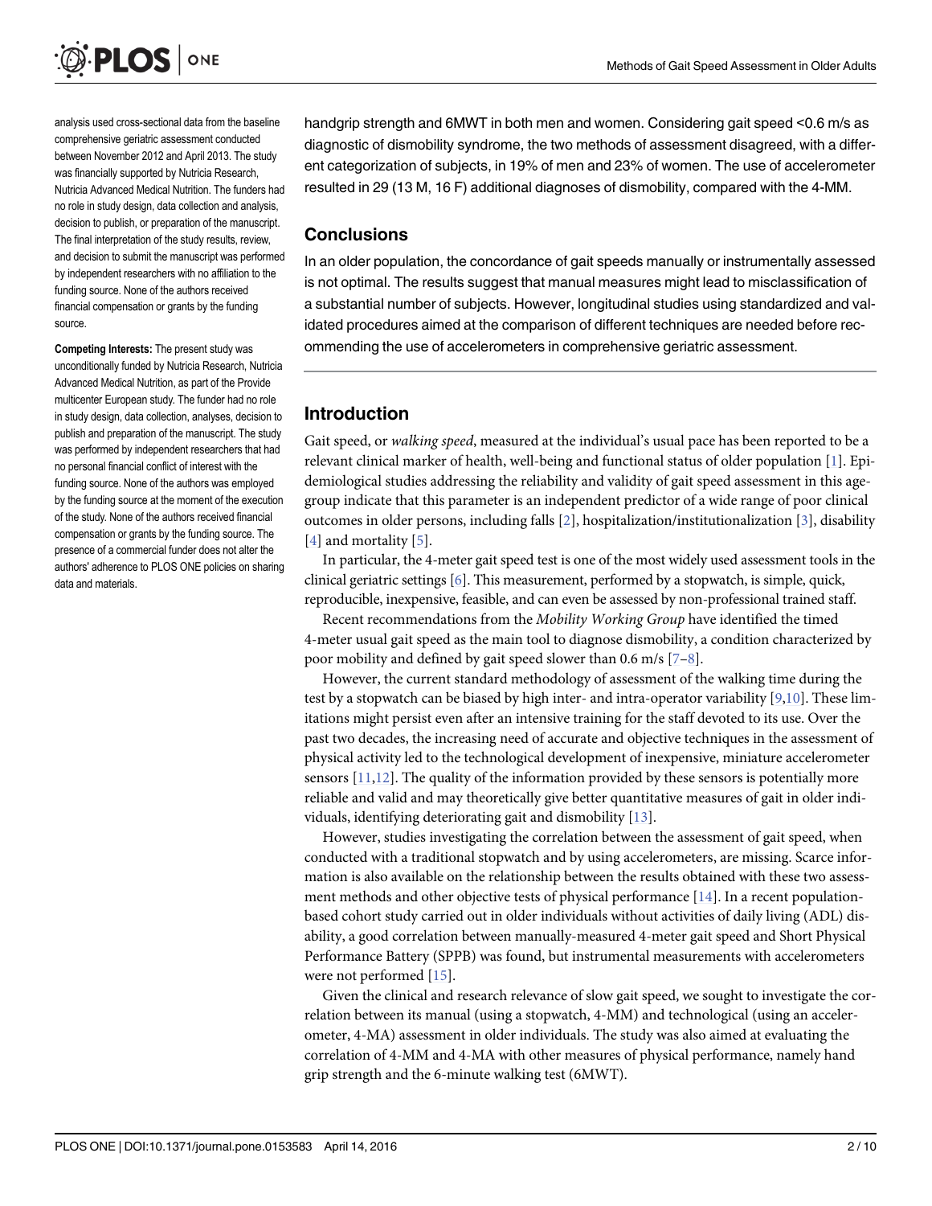analysis used cross-sectional data from the baseline comprehensive geriatric assessment conducted between November 2012 and April 2013. The study was financially supported by Nutricia Research, Nutricia Advanced Medical Nutrition. The funders had no role in study design, data collection and analysis, decision to publish, or preparation of the manuscript. The final interpretation of the study results, review, and decision to submit the manuscript was performed by independent researchers with no affiliation to the funding source. None of the authors received financial compensation or grants by the funding source.

**Competing Interests:** The present study was unconditionally funded by Nutricia Research, Nutricia Advanced Medical Nutrition, as part of the Provide multicenter European study. The funder had no role in study design, data collection, analyses, decision to publish and preparation of the manuscript. The study was performed by independent researchers that had no personal financial conflict of interest with the funding source. None of the authors was employed by the funding source at the moment of the execution of the study. None of the authors received financial compensation or grants by the funding source. The presence of a commercial funder does not alter the authors' adherence to PLOS ONE policies on sharing data and materials.

handgrip strength and 6MWT in both men and women. Considering gait speed <0.6 m/s as diagnostic of dismobility syndrome, the two methods of assessment disagreed, with a different categorization of subjects, in 19% of men and 23% of women. The use of accelerometer resulted in 29 (13 M, 16 F) additional diagnoses of dismobility, compared with the 4-MM.

## Conclusions

In an older population, the concordance of gait speeds manually or instrumentally assessed is not optimal. The results suggest that manual measures might lead to misclassification of a substantial number of subjects. However, longitudinal studies using standardized and validated procedures aimed at the comparison of different techniques are needed before recommending the use of accelerometers in comprehensive geriatric assessment.

## Introduction

Gait speed, or *walking speed*, measured at the individual's usual pace has been reported to be a relevant clinical marker of health, well-being and functional status of older population [1]. Epidemiological studies addressing the reliability and validity of gait speed assessment in this age-group indicate that this parameter is an independent predictor of a wide range of poor clinical outcomes in older persons, including falls [2], hospitalization/institutionalization [3], disability [4] and mortality [5].

In particular, the 4-meter gait speed test is one of the most widely used assessment tools in the clinical geriatric settings [6]. This measurement, performed by a stopwatch, is simple, quick, reproducible, inexpensive, feasible, and can even be assessed by non-professional trained staff.

Recent recommendations from the *Mobility Working Group* have identified the timed 4-meter usual gait speed as the main tool to diagnose dismobility, a condition characterized by poor mobility and defined by gait speed slower than 0.6 m/s [7–8].

However, the current standard methodology of assessment of the walking time during the test by a stopwatch can be biased by high inter- and intra-operator variability [9,10]. These limitations might persist even after an intensive training for the staff devoted to its use. Over the past two decades, the increasing need of accurate and objective techniques in the assessment of physical activity led to the technological development of inexpensive, miniature accelerometer sensors [11,12]. The quality of the information provided by these sensors is potentially more reliable and valid and may theoretically give better quantitative measures of gait in older individuals, identifying deteriorating gait and dismobility [13].

However, studies investigating the correlation between the assessment of gait speed, when conducted with a traditional stopwatch and by using accelerometers, are missing. Scarce information is also available on the relationship between the results obtained with these two assessment methods and other objective tests of physical performance [14]. In a recent population-based cohort study carried out in older individuals without activities of daily living (ADL) disability, a good correlation between manually-measured 4-meter gait speed and Short Physical Performance Battery (SPPB) was found, but instrumental measurements with accelerometers were not performed [15].

Given the clinical and research relevance of slow gait speed, we sought to investigate the correlation between its manual (using a stopwatch, 4-MM) and technological (using an accelerometer, 4-MA) assessment in older individuals. The study was also aimed at evaluating the correlation of 4-MM and 4-MA with other measures of physical performance, namely hand grip strength and the 6-minute walking test (6MWT).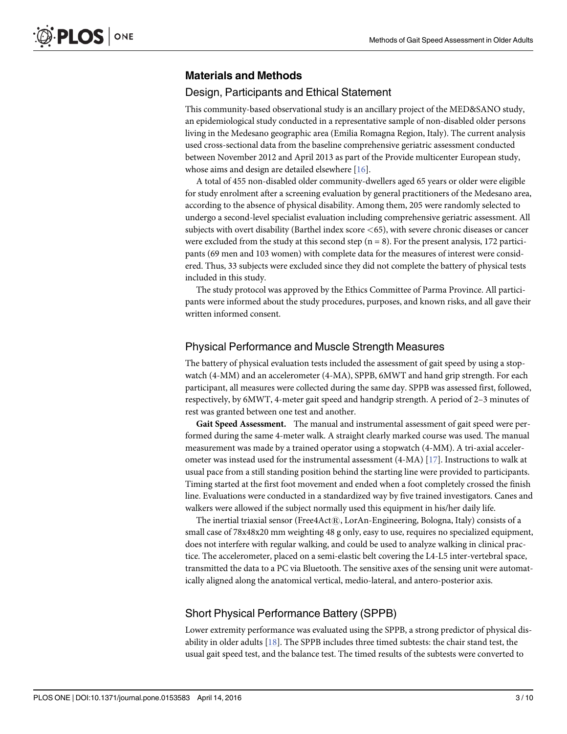## Materials and Methods

### Design, Participants and Ethical Statement

This community-based observational study is an ancillary project of the MED&SANO study, an epidemiological study conducted in a representative sample of non-disabled older persons living in the Medesano geographic area (Emilia Romagna Region, Italy). The current analysis used cross-sectional data from the baseline comprehensive geriatric assessment conducted between November 2012 and April 2013 as part of the Provide multicenter European study, whose aims and design are detailed elsewhere [16].

A total of 455 non-disabled older community-dwellers aged 65 years or older were eligible for study enrolment after a screening evaluation by general practitioners of the Medesano area, according to the absence of physical disability. Among them, 205 were randomly selected to undergo a second-level specialist evaluation including comprehensive geriatric assessment. All subjects with overt disability (Barthel index score <65), with severe chronic diseases or cancer were excluded from the study at this second step (n = 8). For the present analysis, 172 participants (69 men and 103 women) with complete data for the measures of interest were considered. Thus, 33 subjects were excluded since they did not complete the battery of physical tests included in this study.

The study protocol was approved by the Ethics Committee of Parma Province. All participants were informed about the study procedures, purposes, and known risks, and all gave their written informed consent.

### Physical Performance and Muscle Strength Measures

The battery of physical evaluation tests included the assessment of gait speed by using a stopwatch (4-MM) and an accelerometer (4-MA), SPPB, 6MWT and hand grip strength. For each participant, all measures were collected during the same day. SPPB was assessed first, followed, respectively, by 6MWT, 4-meter gait speed and handgrip strength. A period of 2–3 minutes of rest was granted between one test and another.

**Gait Speed Assessment.** The manual and instrumental assessment of gait speed were performed during the same 4-meter walk. A straight clearly marked course was used. The manual measurement was made by a trained operator using a stopwatch (4-MM). A tri-axial accelerometer was instead used for the instrumental assessment (4-MA) [17]. Instructions to walk at usual pace from a still standing position behind the starting line were provided to participants. Timing started at the first foot movement and ended when a foot completely crossed the finish line. Evaluations were conducted in a standardized way by five trained investigators. Canes and walkers were allowed if the subject normally used this equipment in his/her daily life.

The inertial triaxial sensor (Free4Act®, LorAn-Engineering, Bologna, Italy) consists of a small case of 78x48x20 mm weighting 48 g only, easy to use, requires no specialized equipment, does not interfere with regular walking, and could be used to analyze walking in clinical practice. The accelerometer, placed on a semi-elastic belt covering the L4-L5 inter-vertebral space, transmitted the data to a PC via Bluetooth. The sensitive axes of the sensing unit were automatically aligned along the anatomical vertical, medio-lateral, and antero-posterior axis.

### Short Physical Performance Battery (SPPB)

Lower extremity performance was evaluated using the SPPB, a strong predictor of physical disability in older adults [18]. The SPPB includes three timed subtests: the chair stand test, the usual gait speed test, and the balance test. The timed results of the subtests were converted to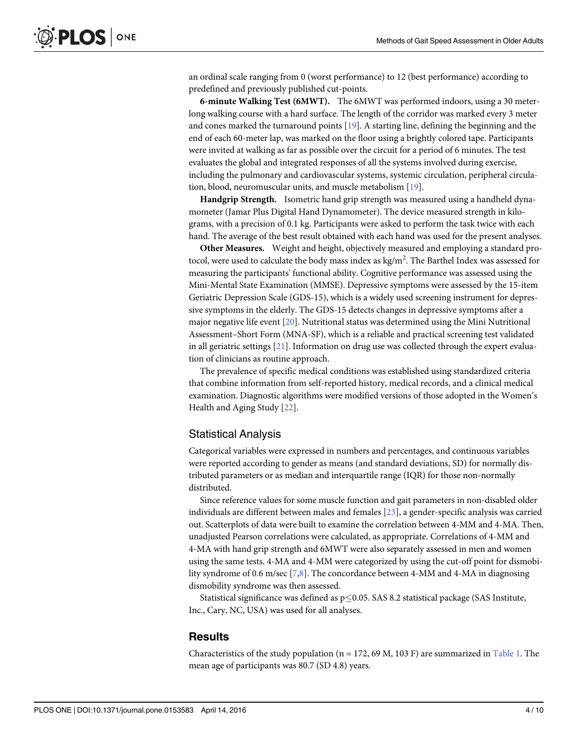an ordinal scale ranging from 0 (worst performance) to 12 (best performance) according to predefined and previously published cut-points.

**6-minute Walking Test (6MWT).** The 6MWT was performed indoors, using a 30 meter-long walking course with a hard surface. The length of the corridor was marked every 3 meter and cones marked the turnaround points [19]. A starting line, defining the beginning and the end of each 60-meter lap, was marked on the floor using a brightly colored tape. Participants were invited at walking as far as possible over the circuit for a period of 6 minutes. The test evaluates the global and integrated responses of all the systems involved during exercise, including the pulmonary and cardiovascular systems, systemic circulation, peripheral circulation, blood, neuromuscular units, and muscle metabolism [19].

**Handgrip Strength.** Isometric hand grip strength was measured using a handheld dynamometer (Jamar Plus Digital Hand Dynamometer). The device measured strength in kilograms, with a precision of 0.1 kg. Participants were asked to perform the task twice with each hand. The average of the best result obtained with each hand was used for the present analyses.

**Other Measures.** Weight and height, objectively measured and employing a standard protocol, were used to calculate the body mass index as $kg/m^2$. The Barthel Index was assessed for measuring the participants' functional ability. Cognitive performance was assessed using the Mini-Mental State Examination (MMSE). Depressive symptoms were assessed by the 15-item Geriatric Depression Scale (GDS-15), which is a widely used screening instrument for depressive symptoms in the elderly. The GDS-15 detects changes in depressive symptoms after a major negative life event [20]. Nutritional status was determined using the Mini Nutritional Assessment–Short Form (MNA-SF), which is a reliable and practical screening test validated in all geriatric settings [21]. Information on drug use was collected through the expert evaluation of clinicians as routine approach.

The prevalence of specific medical conditions was established using standardized criteria that combine information from self-reported history, medical records, and a clinical medical examination. Diagnostic algorithms were modified versions of those adopted in the Women's Health and Aging Study [22].

## Statistical Analysis

Categorical variables were expressed in numbers and percentages, and continuous variables were reported according to gender as means (and standard deviations, SD) for normally distributed parameters or as median and interquartile range (IQR) for those non-normally distributed.

Since reference values for some muscle function and gait parameters in non-disabled older individuals are different between males and females [23], a gender-specific analysis was carried out. Scatterplots of data were built to examine the correlation between 4-MM and 4-MA. Then, unadjusted Pearson correlations were calculated, as appropriate. Correlations of 4-MM and 4-MA with hand grip strength and 6MWT were also separately assessed in men and women using the same tests. 4-MA and 4-MM were categorized by using the cut-off point for dismobility syndrome of 0.6 m/sec [7,8]. The concordance between 4-MM and 4-MA in diagnosing dismobility syndrome was then assessed.

Statistical significance was defined as $p \leq 0.05$. SAS 8.2 statistical package (SAS Institute, Inc., Cary, NC, USA) was used for all analyses.

## Results

Characteristics of the study population (n = 172, 69 M, 103 F) are summarized in Table 1. The mean age of participants was 80.7 (SD 4.8) years.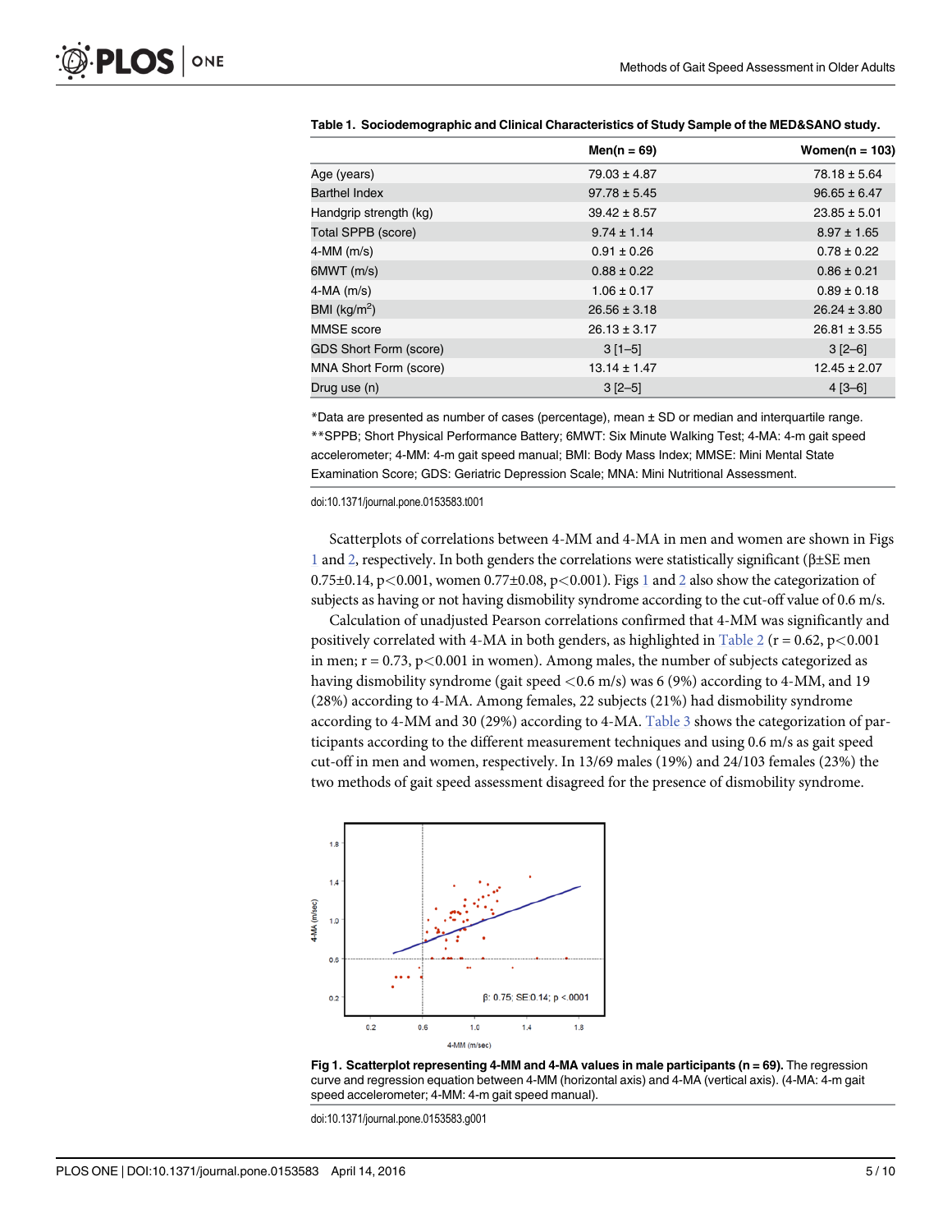**Table 1. Sociodemographic and Clinical Characteristics of Study Sample of the MED&SANO study.**

| | Men(n = 69) | Women(n = 103) |
|---|---|---|
| Age (years) | 79.03 ± 4.87 | 78.18 ± 5.64 |
| Barthel Index | 97.78 ± 5.45 | 96.65 ± 6.47 |
| Handgrip strength (kg) | 39.42 ± 8.57 | 23.85 ± 5.01 |
| Total SPPB (score) | 9.74 ± 1.14 | 8.97 ± 1.65 |
| 4-MM (m/s) | 0.91 ± 0.26 | 0.78 ± 0.22 |
| 6MWT (m/s) | 0.88 ± 0.22 | 0.86 ± 0.21 |
| 4-MA (m/s) | 1.06 ± 0.17 | 0.89 ± 0.18 |
| BMI (kg/m$^2$) | 26.56 ± 3.18 | 26.24 ± 3.80 |
| MMSE score | 26.13 ± 3.17 | 26.81 ± 3.55 |
| GDS Short Form (score) | 3 [1–5] | 3 [2–6] |
| MNA Short Form (score) | 13.14 ± 1.47 | 12.45 ± 2.07 |
| Drug use (n) | 3 [2–5] | 4 [3–6] |

*Data are presented as number of cases (percentage), mean ± SD or median and interquartile range.
**SPPB; Short Physical Performance Battery; 6MWT: Six Minute Walking Test; 4-MA: 4-m gait speed accelerometer; 4-MM: 4-m gait speed manual; BMI: Body Mass Index; MMSE: Mini Mental State Examination Score; GDS: Geriatric Depression Scale; MNA: Mini Nutritional Assessment.

doi:10.1371/journal.pone.0153583.t001

Scatterplots of correlations between 4-MM and 4-MA in men and women are shown in Figs 1 and 2, respectively. In both genders the correlations were statistically significant (β±SE men 0.75±0.14, $p<0.001$, women 0.77±0.08, $p<0.001$). Figs 1 and 2 also show the categorization of subjects as having or not having dismobility syndrome according to the cut-off value of 0.6 m/s.

Calculation of unadjusted Pearson correlations confirmed that 4-MM was significantly and positively correlated with 4-MA in both genders, as highlighted in Table 2 ($r = 0.62$, $p<0.001$ in men; $r = 0.73$, $p<0.001$ in women). Among males, the number of subjects categorized as having dismobility syndrome (gait speed <0.6 m/s) was 6 (9%) according to 4-MM, and 19 (28%) according to 4-MA. Among females, 22 subjects (21%) had dismobility syndrome according to 4-MM and 30 (29%) according to 4-MA. Table 3 shows the categorization of participants according to the different measurement techniques and using 0.6 m/s as gait speed cut-off in men and women, respectively. In 13/69 males (19%) and 24/103 females (23%) the two methods of gait speed assessment disagreed for the presence of dismobility syndrome.

**Fig 1. Scatterplot representing 4-MM and 4-MA values in male participants (n = 69).** The regression curve and regression equation between 4-MM (horizontal axis) and 4-MA (vertical axis). (4-MA: 4-m gait speed accelerometer; 4-MM: 4-m gait speed manual).

doi:10.1371/journal.pone.0153583.g001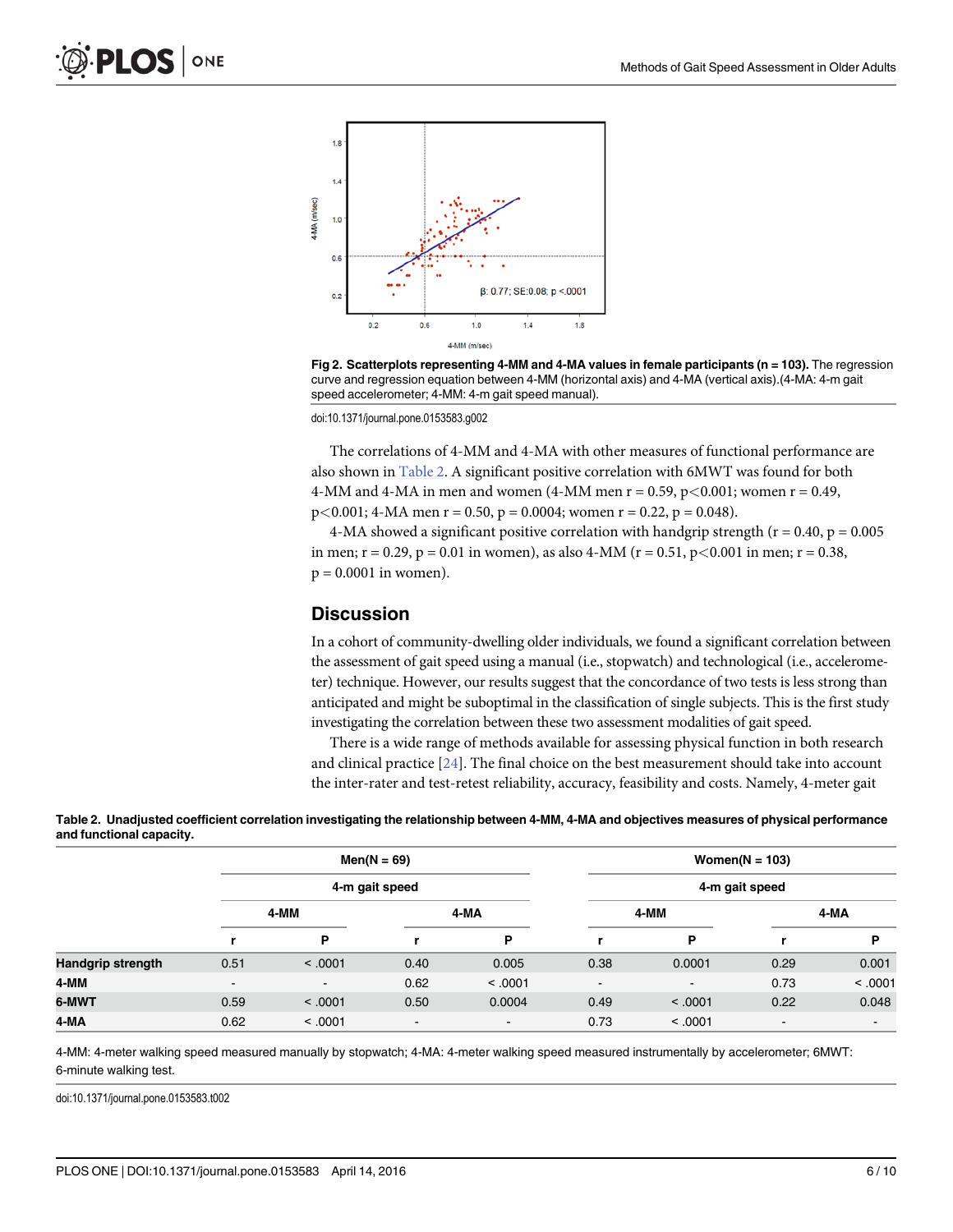**Fig 2. Scatterplots representing 4-MM and 4-MA values in female participants (n = 103).** The regression curve and regression equation between 4-MM (horizontal axis) and 4-MA (vertical axis).(4-MA: 4-m gait speed accelerometer; 4-MM: 4-m gait speed manual).

doi:10.1371/journal.pone.0153583.g002

The correlations of 4-MM and 4-MA with other measures of functional performance are also shown in Table 2. A significant positive correlation with 6MWT was found for both 4-MM and 4-MA in men and women (4-MM men r = 0.59, p<0.001; women r = 0.49, p<0.001; 4-MA men r = 0.50, p = 0.0004; women r = 0.22, p = 0.048).

4-MA showed a significant positive correlation with handgrip strength (r = 0.40, p = 0.005 in men; r = 0.29, p = 0.01 in women), as also 4-MM (r = 0.51, p<0.001 in men; r = 0.38, p = 0.0001 in women).

## Discussion

In a cohort of community-dwelling older individuals, we found a significant correlation between the assessment of gait speed using a manual (i.e., stopwatch) and technological (i.e., accelerometer) technique. However, our results suggest that the concordance of two tests is less strong than anticipated and might be suboptimal in the classification of single subjects. This is the first study investigating the correlation between these two assessment modalities of gait speed.

There is a wide range of methods available for assessing physical function in both research and clinical practice [24]. The final choice on the best measurement should take into account the inter-rater and test-retest reliability, accuracy, feasibility and costs. Namely, 4-meter gait

**Table 2. Unadjusted coefficient correlation investigating the relationship between 4-MM, 4-MA and objectives measures of physical performance and functional capacity.**

| | Men(N = 69) | | | | Women(N = 103) | | | |
|---|---|---|---|---|---|---|---|---|
| | 4-m gait speed | | | | 4-m gait speed | | | |
| | 4-MM | | 4-MA | | 4-MM | | 4-MA | |
| | r | P | r | P | r | P | r | P |
| **Handgrip strength** | 0.51 | < .0001 | 0.40 | 0.005 | 0.38 | 0.0001 | 0.29 | 0.001 |
| **4-MM** | - | - | 0.62 | < .0001 | - | - | 0.73 | < .0001 |
| **6-MWT** | 0.59 | < .0001 | 0.50 | 0.0004 | 0.49 | < .0001 | 0.22 | 0.048 |
| **4-MA** | 0.62 | < .0001 | - | - | 0.73 | < .0001 | - | - |

4-MM: 4-meter walking speed measured manually by stopwatch; 4-MA: 4-meter walking speed measured instrumentally by accelerometer; 6MWT: 6-minute walking test.

doi:10.1371/journal.pone.0153583.t002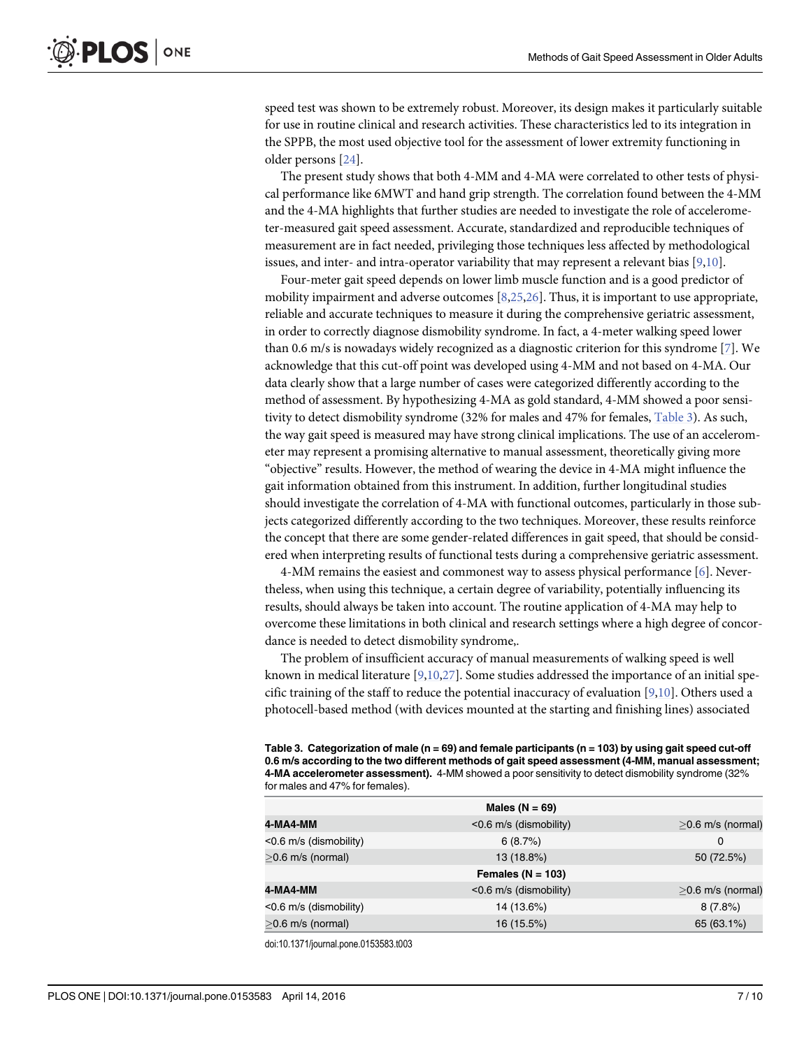speed test was shown to be extremely robust. Moreover, its design makes it particularly suitable for use in routine clinical and research activities. These characteristics led to its integration in the SPPB, the most used objective tool for the assessment of lower extremity functioning in older persons [24].

The present study shows that both 4-MM and 4-MA were correlated to other tests of physical performance like 6MWT and hand grip strength. The correlation found between the 4-MM and the 4-MA highlights that further studies are needed to investigate the role of accelerometer-measured gait speed assessment. Accurate, standardized and reproducible techniques of measurement are in fact needed, privileging those techniques less affected by methodological issues, and inter- and intra-operator variability that may represent a relevant bias [9,10].

Four-meter gait speed depends on lower limb muscle function and is a good predictor of mobility impairment and adverse outcomes [8,25,26]. Thus, it is important to use appropriate, reliable and accurate techniques to measure it during the comprehensive geriatric assessment, in order to correctly diagnose dismobility syndrome. In fact, a 4-meter walking speed lower than 0.6 m/s is nowadays widely recognized as a diagnostic criterion for this syndrome [7]. We acknowledge that this cut-off point was developed using 4-MM and not based on 4-MA. Our data clearly show that a large number of cases were categorized differently according to the method of assessment. By hypothesizing 4-MA as gold standard, 4-MM showed a poor sensitivity to detect dismobility syndrome (32% for males and 47% for females, Table 3). As such, the way gait speed is measured may have strong clinical implications. The use of an accelerometer may represent a promising alternative to manual assessment, theoretically giving more "objective" results. However, the method of wearing the device in 4-MA might influence the gait information obtained from this instrument. In addition, further longitudinal studies should investigate the correlation of 4-MA with functional outcomes, particularly in those subjects categorized differently according to the two techniques. Moreover, these results reinforce the concept that there are some gender-related differences in gait speed, that should be considered when interpreting results of functional tests during a comprehensive geriatric assessment.

4-MM remains the easiest and commonest way to assess physical performance [6]. Nevertheless, when using this technique, a certain degree of variability, potentially influencing its results, should always be taken into account. The routine application of 4-MA may help to overcome these limitations in both clinical and research settings where a high degree of concordance is needed to detect dismobility syndrome,.

The problem of insufficient accuracy of manual measurements of walking speed is well known in medical literature [9,10,27]. Some studies addressed the importance of an initial specific training of the staff to reduce the potential inaccuracy of evaluation [9,10]. Others used a photocell-based method (with devices mounted at the starting and finishing lines) associated

**Table 3. Categorization of male (n = 69) and female participants (n = 103) by using gait speed cut-off 0.6 m/s according to the two different methods of gait speed assessment (4-MM, manual assessment; 4-MA accelerometer assessment).** 4-MM showed a poor sensitivity to detect dismobility syndrome (32% for males and 47% for females).

| | Males (N = 69) | |
|---|---|---|
| **4-MA4-MM** | <0.6 m/s (dismobility) | ≥0.6 m/s (normal) |
| <0.6 m/s (dismobility) | 6 (8.7%) | 0 |
| ≥0.6 m/s (normal) | 13 (18.8%) | 50 (72.5%) |
| | **Females (N = 103)** | |
| **4-MA4-MM** | <0.6 m/s (dismobility) | ≥0.6 m/s (normal) |
| <0.6 m/s (dismobility) | 14 (13.6%) | 8 (7.8%) |
| ≥0.6 m/s (normal) | 16 (15.5%) | 65 (63.1%) |

doi:10.1371/journal.pone.0153583.t003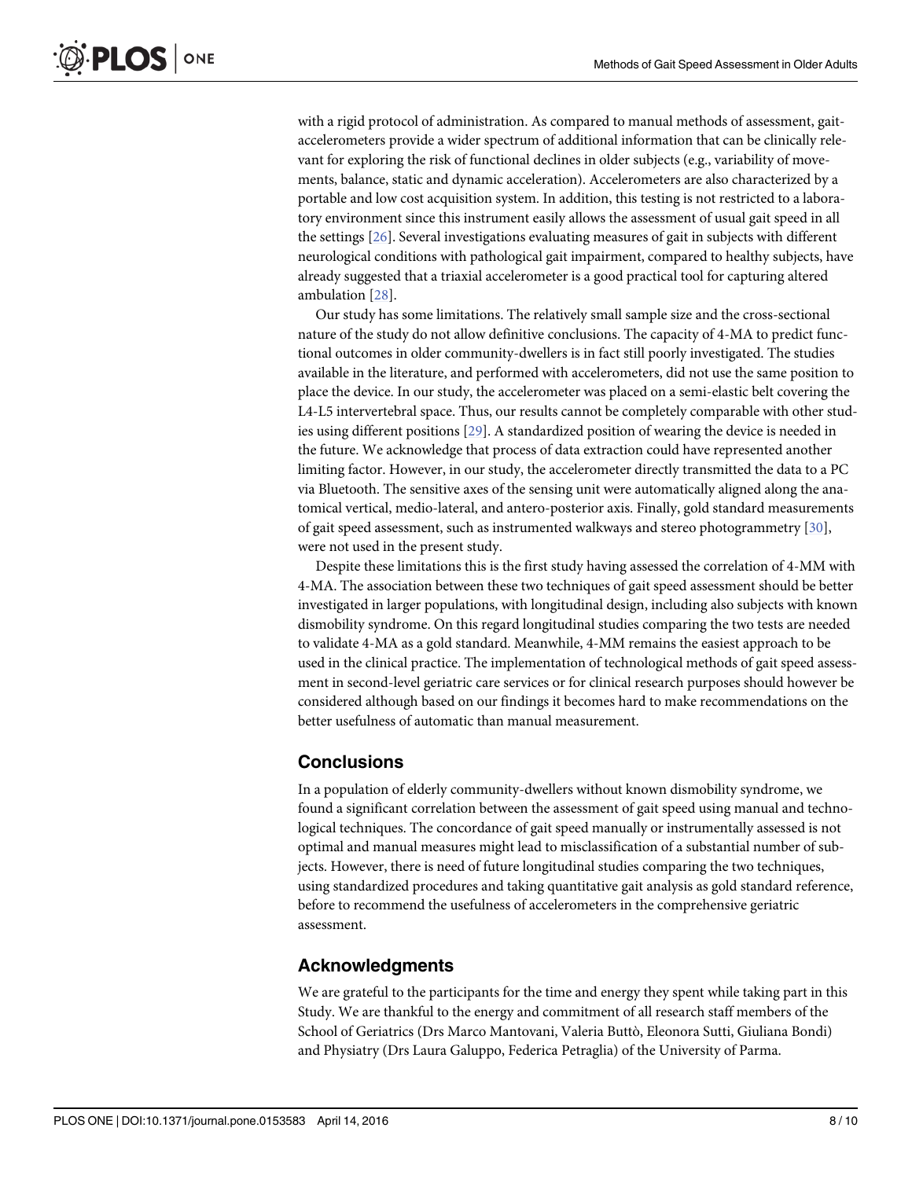with a rigid protocol of administration. As compared to manual methods of assessment, gait-accelerometers provide a wider spectrum of additional information that can be clinically relevant for exploring the risk of functional declines in older subjects (e.g., variability of movements, balance, static and dynamic acceleration). Accelerometers are also characterized by a portable and low cost acquisition system. In addition, this testing is not restricted to a laboratory environment since this instrument easily allows the assessment of usual gait speed in all the settings [26]. Several investigations evaluating measures of gait in subjects with different neurological conditions with pathological gait impairment, compared to healthy subjects, have already suggested that a triaxial accelerometer is a good practical tool for capturing altered ambulation [28].

Our study has some limitations. The relatively small sample size and the cross-sectional nature of the study do not allow definitive conclusions. The capacity of 4-MA to predict functional outcomes in older community-dwellers is in fact still poorly investigated. The studies available in the literature, and performed with accelerometers, did not use the same position to place the device. In our study, the accelerometer was placed on a semi-elastic belt covering the L4-L5 intervertebral space. Thus, our results cannot be completely comparable with other studies using different positions [29]. A standardized position of wearing the device is needed in the future. We acknowledge that process of data extraction could have represented another limiting factor. However, in our study, the accelerometer directly transmitted the data to a PC via Bluetooth. The sensitive axes of the sensing unit were automatically aligned along the anatomical vertical, medio-lateral, and antero-posterior axis. Finally, gold standard measurements of gait speed assessment, such as instrumented walkways and stereo photogrammetry [30], were not used in the present study.

Despite these limitations this is the first study having assessed the correlation of 4-MM with 4-MA. The association between these two techniques of gait speed assessment should be better investigated in larger populations, with longitudinal design, including also subjects with known dismobility syndrome. On this regard longitudinal studies comparing the two tests are needed to validate 4-MA as a gold standard. Meanwhile, 4-MM remains the easiest approach to be used in the clinical practice. The implementation of technological methods of gait speed assessment in second-level geriatric care services or for clinical research purposes should however be considered although based on our findings it becomes hard to make recommendations on the better usefulness of automatic than manual measurement.

## Conclusions

In a population of elderly community-dwellers without known dismobility syndrome, we found a significant correlation between the assessment of gait speed using manual and technological techniques. The concordance of gait speed manually or instrumentally assessed is not optimal and manual measures might lead to misclassification of a substantial number of subjects. However, there is need of future longitudinal studies comparing the two techniques, using standardized procedures and taking quantitative gait analysis as gold standard reference, before to recommend the usefulness of accelerometers in the comprehensive geriatric assessment.

## Acknowledgments

We are grateful to the participants for the time and energy they spent while taking part in this Study. We are thankful to the energy and commitment of all research staff members of the School of Geriatrics (Drs Marco Mantovani, Valeria Buttò, Eleonora Sutti, Giuliana Bondi) and Physiatry (Drs Laura Galuppo, Federica Petraglia) of the University of Parma.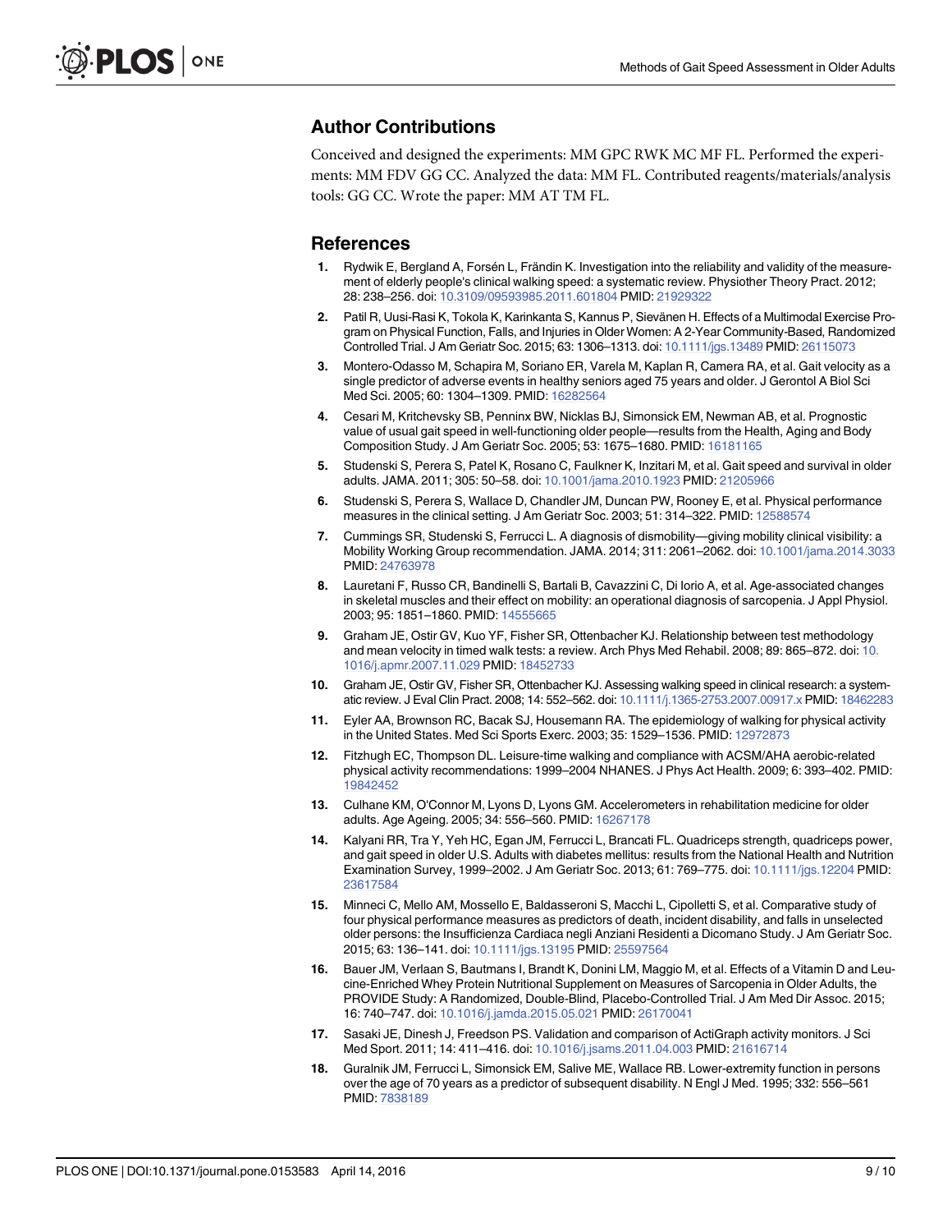## Author Contributions

Conceived and designed the experiments: MM GPC RWK MC MF FL. Performed the experiments: MM FDV GG CC. Analyzed the data: MM FL. Contributed reagents/materials/analysis tools: GG CC. Wrote the paper: MM AT TM FL.

## References

1. Rydwik E, Bergland A, Forsén L, Frändin K. Investigation into the reliability and validity of the measurement of elderly people's clinical walking speed: a systematic review. Physiother Theory Pract. 2012; 28: 238–256. doi: 10.3109/09593985.2011.601804 PMID: 21929322
2. Patil R, Uusi-Rasi K, Tokola K, Karinkanta S, Kannus P, Sievänen H. Effects of a Multimodal Exercise Program on Physical Function, Falls, and Injuries in Older Women: A 2-Year Community-Based, Randomized Controlled Trial. J Am Geriatr Soc. 2015; 63: 1306–1313. doi: 10.1111/jgs.13489 PMID: 26115073
3. Montero-Odasso M, Schapira M, Soriano ER, Varela M, Kaplan R, Camera RA, et al. Gait velocity as a single predictor of adverse events in healthy seniors aged 75 years and older. J Gerontol A Biol Sci Med Sci. 2005; 60: 1304–1309. PMID: 16282564
4. Cesari M, Kritchevsky SB, Penninx BW, Nicklas BJ, Simonsick EM, Newman AB, et al. Prognostic value of usual gait speed in well-functioning older people—results from the Health, Aging and Body Composition Study. J Am Geriatr Soc. 2005; 53: 1675–1680. PMID: 16181165
5. Studenski S, Perera S, Patel K, Rosano C, Faulkner K, Inzitari M, et al. Gait speed and survival in older adults. JAMA. 2011; 305: 50–58. doi: 10.1001/jama.2010.1923 PMID: 21205966
6. Studenski S, Perera S, Wallace D, Chandler JM, Duncan PW, Rooney E, et al. Physical performance measures in the clinical setting. J Am Geriatr Soc. 2003; 51: 314–322. PMID: 12588574
7. Cummings SR, Studenski S, Ferrucci L. A diagnosis of dismobility—giving mobility clinical visibility: a Mobility Working Group recommendation. JAMA. 2014; 311: 2061–2062. doi: 10.1001/jama.2014.3033 PMID: 24763978
8. Lauretani F, Russo CR, Bandinelli S, Bartali B, Cavazzini C, Di Iorio A, et al. Age-associated changes in skeletal muscles and their effect on mobility: an operational diagnosis of sarcopenia. J Appl Physiol. 2003; 95: 1851–1860. PMID: 14555665
9. Graham JE, Ostir GV, Kuo YF, Fisher SR, Ottenbacher KJ. Relationship between test methodology and mean velocity in timed walk tests: a review. Arch Phys Med Rehabil. 2008; 89: 865–872. doi: 10.1016/j.apmr.2007.11.029 PMID: 18452733
10. Graham JE, Ostir GV, Fisher SR, Ottenbacher KJ. Assessing walking speed in clinical research: a systematic review. J Eval Clin Pract. 2008; 14: 552–562. doi: 10.1111/j.1365-2753.2007.00917.x PMID: 18462283
11. Eyler AA, Brownson RC, Bacak SJ, Housemann RA. The epidemiology of walking for physical activity in the United States. Med Sci Sports Exerc. 2003; 35: 1529–1536. PMID: 12972873
12. Fitzhugh EC, Thompson DL. Leisure-time walking and compliance with ACSM/AHA aerobic-related physical activity recommendations: 1999–2004 NHANES. J Phys Act Health. 2009; 6: 393–402. PMID: 19842452
13. Culhane KM, O'Connor M, Lyons D, Lyons GM. Accelerometers in rehabilitation medicine for older adults. Age Ageing. 2005; 34: 556–560. PMID: 16267178
14. Kalyani RR, Tra Y, Yeh HC, Egan JM, Ferrucci L, Brancati FL. Quadriceps strength, quadriceps power, and gait speed in older U.S. Adults with diabetes mellitus: results from the National Health and Nutrition Examination Survey, 1999–2002. J Am Geriatr Soc. 2013; 61: 769–775. doi: 10.1111/jgs.12204 PMID: 23617584
15. Minneci C, Mello AM, Mossello E, Baldasseroni S, Macchi L, Cipolletti S, et al. Comparative study of four physical performance measures as predictors of death, incident disability, and falls in unselected older persons: the Insufficienza Cardiaca negli Anziani Residenti a Dicomano Study. J Am Geriatr Soc. 2015; 63: 136–141. doi: 10.1111/jgs.13195 PMID: 25597564
16. Bauer JM, Verlaan S, Bautmans I, Brandt K, Donini LM, Maggio M, et al. Effects of a Vitamin D and Leucine-Enriched Whey Protein Nutritional Supplement on Measures of Sarcopenia in Older Adults, the PROVIDE Study: A Randomized, Double-Blind, Placebo-Controlled Trial. J Am Med Dir Assoc. 2015; 16: 740–747. doi: 10.1016/j.jamda.2015.05.021 PMID: 26170041
17. Sasaki JE, Dinesh J, Freedson PS. Validation and comparison of ActiGraph activity monitors. J Sci Med Sport. 2011; 14: 411–416. doi: 10.1016/j.jsams.2011.04.003 PMID: 21616714
18. Guralnik JM, Ferrucci L, Simonsick EM, Salive ME, Wallace RB. Lower-extremity function in persons over the age of 70 years as a predictor of subsequent disability. N Engl J Med. 1995; 332: 556–561 PMID: 7838189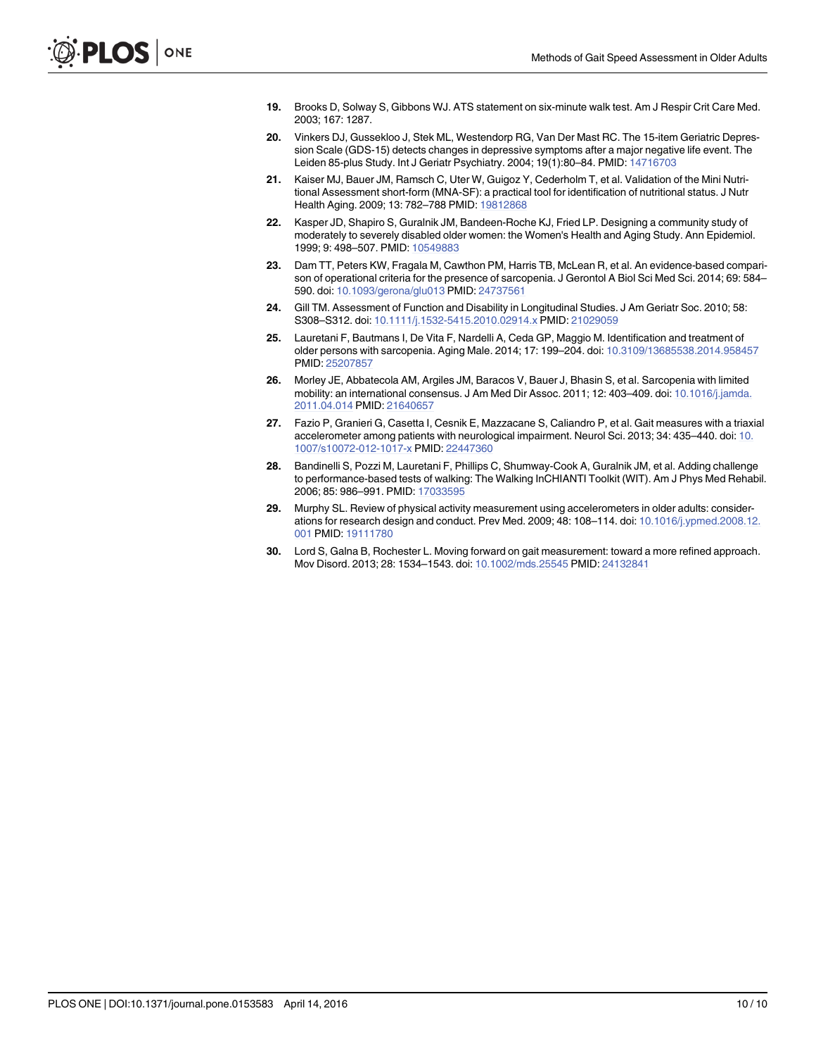19. Brooks D, Solway S, Gibbons WJ. ATS statement on six-minute walk test. Am J Respir Crit Care Med. 2003; 167: 1287.
20. Vinkers DJ, Gussekloo J, Stek ML, Westendorp RG, Van Der Mast RC. The 15-item Geriatric Depression Scale (GDS-15) detects changes in depressive symptoms after a major negative life event. The Leiden 85-plus Study. Int J Geriatr Psychiatry. 2004; 19(1):80–84. PMID: 14716703
21. Kaiser MJ, Bauer JM, Ramsch C, Uter W, Guigoz Y, Cederholm T, et al. Validation of the Mini Nutritional Assessment short-form (MNA-SF): a practical tool for identification of nutritional status. J Nutr Health Aging. 2009; 13: 782–788 PMID: 19812868
22. Kasper JD, Shapiro S, Guralnik JM, Bandeen-Roche KJ, Fried LP. Designing a community study of moderately to severely disabled older women: the Women's Health and Aging Study. Ann Epidemiol. 1999; 9: 498–507. PMID: 10549883
23. Dam TT, Peters KW, Fragala M, Cawthon PM, Harris TB, McLean R, et al. An evidence-based comparison of operational criteria for the presence of sarcopenia. J Gerontol A Biol Sci Med Sci. 2014; 69: 584–590. doi: 10.1093/gerona/glu013 PMID: 24737561
24. Gill TM. Assessment of Function and Disability in Longitudinal Studies. J Am Geriatr Soc. 2010; 58: S308–S312. doi: 10.1111/j.1532-5415.2010.02914.x PMID: 21029059
25. Lauretani F, Bautmans I, De Vita F, Nardelli A, Ceda GP, Maggio M. Identification and treatment of older persons with sarcopenia. Aging Male. 2014; 17: 199–204. doi: 10.3109/13685538.2014.958457 PMID: 25207857
26. Morley JE, Abbatecola AM, Argiles JM, Baracos V, Bauer J, Bhasin S, et al. Sarcopenia with limited mobility: an international consensus. J Am Med Dir Assoc. 2011; 12: 403–409. doi: 10.1016/j.jamda.2011.04.014 PMID: 21640657
27. Fazio P, Granieri G, Casetta I, Cesnik E, Mazzacane S, Caliandro P, et al. Gait measures with a triaxial accelerometer among patients with neurological impairment. Neurol Sci. 2013; 34: 435–440. doi: 10.1007/s10072-012-1017-x PMID: 22447360
28. Bandinelli S, Pozzi M, Lauretani F, Phillips C, Shumway-Cook A, Guralnik JM, et al. Adding challenge to performance-based tests of walking: The Walking InCHIANTI Toolkit (WIT). Am J Phys Med Rehabil. 2006; 85: 986–991. PMID: 17033595
29. Murphy SL. Review of physical activity measurement using accelerometers in older adults: considerations for research design and conduct. Prev Med. 2009; 48: 108–114. doi: 10.1016/j.ypmed.2008.12.001 PMID: 19111780
30. Lord S, Galna B, Rochester L. Moving forward on gait measurement: toward a more refined approach. Mov Disord. 2013; 28: 1534–1543. doi: 10.1002/mds.25545 PMID: 24132841